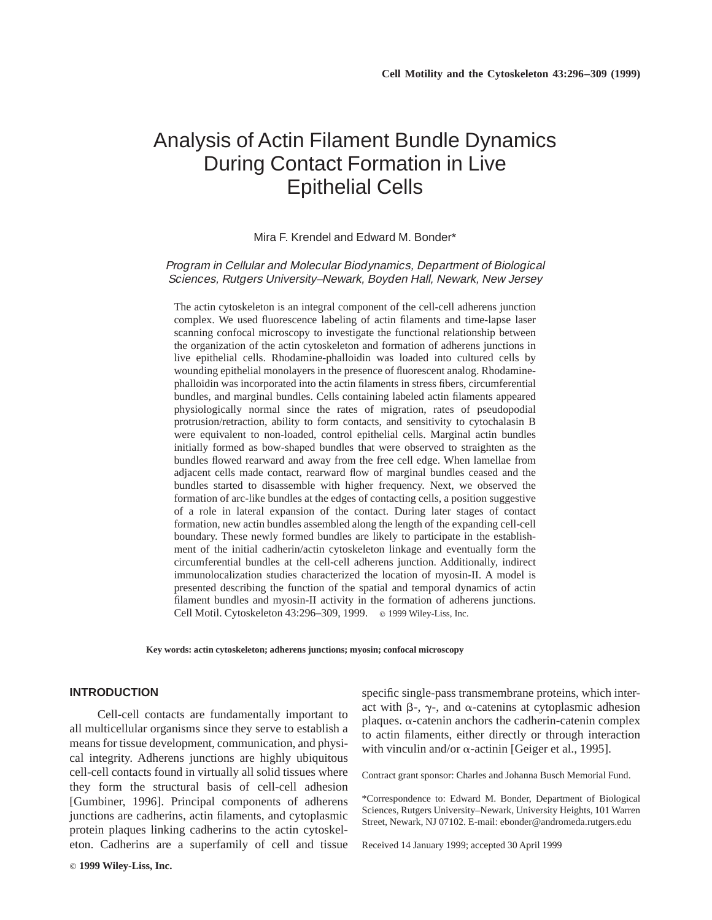# Analysis of Actin Filament Bundle Dynamics During Contact Formation in Live Epithelial Cells

Mira F. Krendel and Edward M. Bonder*

*Program in Cellular and Molecular Biodynamics, Department of Biological Sciences, Rutgers University–Newark, Boyden Hall, Newark, New Jersey*

The actin cytoskeleton is an integral component of the cell-cell adherens junction complex. We used fluorescence labeling of actin filaments and time-lapse laser scanning confocal microscopy to investigate the functional relationship between the organization of the actin cytoskeleton and formation of adherens junctions in live epithelial cells. Rhodamine-phalloidin was loaded into cultured cells by wounding epithelial monolayers in the presence of fluorescent analog. Rhodamine-phalloidin was incorporated into the actin filaments in stress fibers, circumferential bundles, and marginal bundles. Cells containing labeled actin filaments appeared physiologically normal since the rates of migration, rates of pseudopodial protrusion/retraction, ability to form contacts, and sensitivity to cytochalasin B were equivalent to non-loaded, control epithelial cells. Marginal actin bundles initially formed as bow-shaped bundles that were observed to straighten as the bundles flowed rearward and away from the free cell edge. When lamellae from adjacent cells made contact, rearward flow of marginal bundles ceased and the bundles started to disassemble with higher frequency. Next, we observed the formation of arc-like bundles at the edges of contacting cells, a position suggestive of a role in lateral expansion of the contact. During later stages of contact formation, new actin bundles assembled along the length of the expanding cell-cell boundary. These newly formed bundles are likely to participate in the establishment of the initial cadherin/actin cytoskeleton linkage and eventually form the circumferential bundles at the cell-cell adherens junction. Additionally, indirect immunolocalization studies characterized the location of myosin-II. A model is presented describing the function of the spatial and temporal dynamics of actin filament bundles and myosin-II activity in the formation of adherens junctions. Cell Motil. Cytoskeleton 43:296–309, 1999. © 1999 Wiley-Liss, Inc.

**Key words: actin cytoskeleton; adherens junctions; myosin; confocal microscopy**

## INTRODUCTION

Cell-cell contacts are fundamentally important to all multicellular organisms since they serve to establish a means for tissue development, communication, and physical integrity. Adherens junctions are highly ubiquitous cell-cell contacts found in virtually all solid tissues where they form the structural basis of cell-cell adhesion [Gumbiner, 1996]. Principal components of adherens junctions are cadherins, actin filaments, and cytoplasmic protein plaques linking cadherins to the actin cytoskeleton. Cadherins are a superfamily of cell and tissue specific single-pass transmembrane proteins, which interact with β-, γ-, and α-catenins at cytoplasmic adhesion plaques. α-catenin anchors the cadherin-catenin complex to actin filaments, either directly or through interaction with vinculin and/or α-actinin [Geiger et al., 1995].

Contract grant sponsor: Charles and Johanna Busch Memorial Fund.

*Correspondence to: Edward M. Bonder, Department of Biological Sciences, Rutgers University–Newark, University Heights, 101 Warren Street, Newark, NJ 07102. E-mail: ebonder@andromeda.rutgers.edu

Received 14 January 1999; accepted 30 April 1999

© 1999 Wiley-Liss, Inc.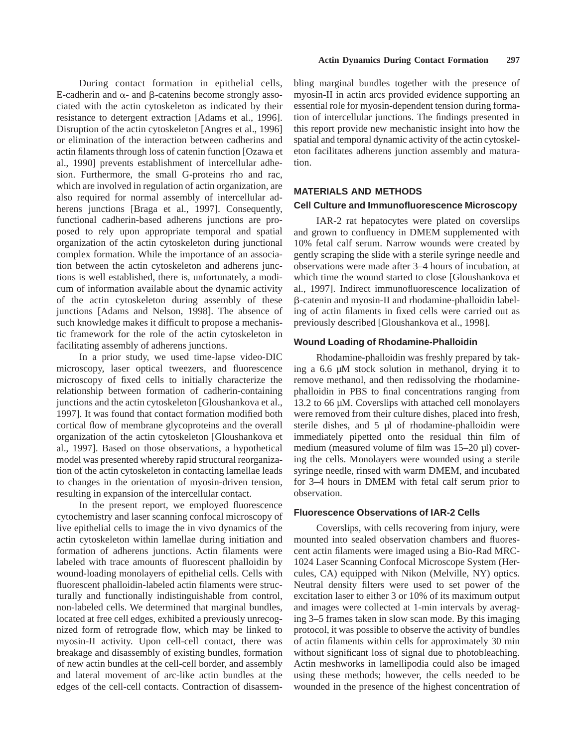During contact formation in epithelial cells, E-cadherin and α- and β-catenins become strongly associated with the actin cytoskeleton as indicated by their resistance to detergent extraction [Adams et al., 1996]. Disruption of the actin cytoskeleton [Angres et al., 1996] or elimination of the interaction between cadherins and actin filaments through loss of catenin function [Ozawa et al., 1990] prevents establishment of intercellular adhesion. Furthermore, the small G-proteins rho and rac, which are involved in regulation of actin organization, are also required for normal assembly of intercellular adherens junctions [Braga et al., 1997]. Consequently, functional cadherin-based adherens junctions are proposed to rely upon appropriate temporal and spatial organization of the actin cytoskeleton during junctional complex formation. While the importance of an association between the actin cytoskeleton and adherens junctions is well established, there is, unfortunately, a modicum of information available about the dynamic activity of the actin cytoskeleton during assembly of these junctions [Adams and Nelson, 1998]. The absence of such knowledge makes it difficult to propose a mechanistic framework for the role of the actin cytoskeleton in facilitating assembly of adherens junctions.

In a prior study, we used time-lapse video-DIC microscopy, laser optical tweezers, and fluorescence microscopy of fixed cells to initially characterize the relationship between formation of cadherin-containing junctions and the actin cytoskeleton [Gloushankova et al., 1997]. It was found that contact formation modified both cortical flow of membrane glycoproteins and the overall organization of the actin cytoskeleton [Gloushankova et al., 1997]. Based on those observations, a hypothetical model was presented whereby rapid structural reorganization of the actin cytoskeleton in contacting lamellae leads to changes in the orientation of myosin-driven tension, resulting in expansion of the intercellular contact.

In the present report, we employed fluorescence cytochemistry and laser scanning confocal microscopy of live epithelial cells to image the in vivo dynamics of the actin cytoskeleton within lamellae during initiation and formation of adherens junctions. Actin filaments were labeled with trace amounts of fluorescent phalloidin by wound-loading monolayers of epithelial cells. Cells with fluorescent phalloidin-labeled actin filaments were structurally and functionally indistinguishable from control, non-labeled cells. We determined that marginal bundles, located at free cell edges, exhibited a previously unrecognized form of retrograde flow, which may be linked to myosin-II activity. Upon cell-cell contact, there was breakage and disassembly of existing bundles, formation of new actin bundles at the cell-cell border, and assembly and lateral movement of arc-like actin bundles at the edges of the cell-cell contacts. Contraction of disassembling marginal bundles together with the presence of myosin-II in actin arcs provided evidence supporting an essential role for myosin-dependent tension during formation of intercellular junctions. The findings presented in this report provide new mechanistic insight into how the spatial and temporal dynamic activity of the actin cytoskeleton facilitates adherens junction assembly and maturation.

## MATERIALS AND METHODS

### Cell Culture and Immunofluorescence Microscopy

IAR-2 rat hepatocytes were plated on coverslips and grown to confluency in DMEM supplemented with 10% fetal calf serum. Narrow wounds were created by gently scraping the slide with a sterile syringe needle and observations were made after 3–4 hours of incubation, at which time the wound started to close [Gloushankova et al., 1997]. Indirect immunofluorescence localization of β-catenin and myosin-II and rhodamine-phalloidin labeling of actin filaments in fixed cells were carried out as previously described [Gloushankova et al., 1998].

### Wound Loading of Rhodamine-Phalloidin

Rhodamine-phalloidin was freshly prepared by taking a 6.6 μM stock solution in methanol, drying it to remove methanol, and then redissolving the rhodamine-phalloidin in PBS to final concentrations ranging from 13.2 to 66 μM. Coverslips with attached cell monolayers were removed from their culture dishes, placed into fresh, sterile dishes, and 5 μl of rhodamine-phalloidin were immediately pipetted onto the residual thin film of medium (measured volume of film was 15–20 μl) covering the cells. Monolayers were wounded using a sterile syringe needle, rinsed with warm DMEM, and incubated for 3–4 hours in DMEM with fetal calf serum prior to observation.

### Fluorescence Observations of IAR-2 Cells

Coverslips, with cells recovering from injury, were mounted into sealed observation chambers and fluorescent actin filaments were imaged using a Bio-Rad MRC-1024 Laser Scanning Confocal Microscope System (Hercules, CA) equipped with Nikon (Melville, NY) optics. Neutral density filters were used to set power of the excitation laser to either 3 or 10% of its maximum output and images were collected at 1-min intervals by averaging 3–5 frames taken in slow scan mode. By this imaging protocol, it was possible to observe the activity of bundles of actin filaments within cells for approximately 30 min without significant loss of signal due to photobleaching. Actin meshworks in lamellipodia could also be imaged using these methods; however, the cells needed to be wounded in the presence of the highest concentration of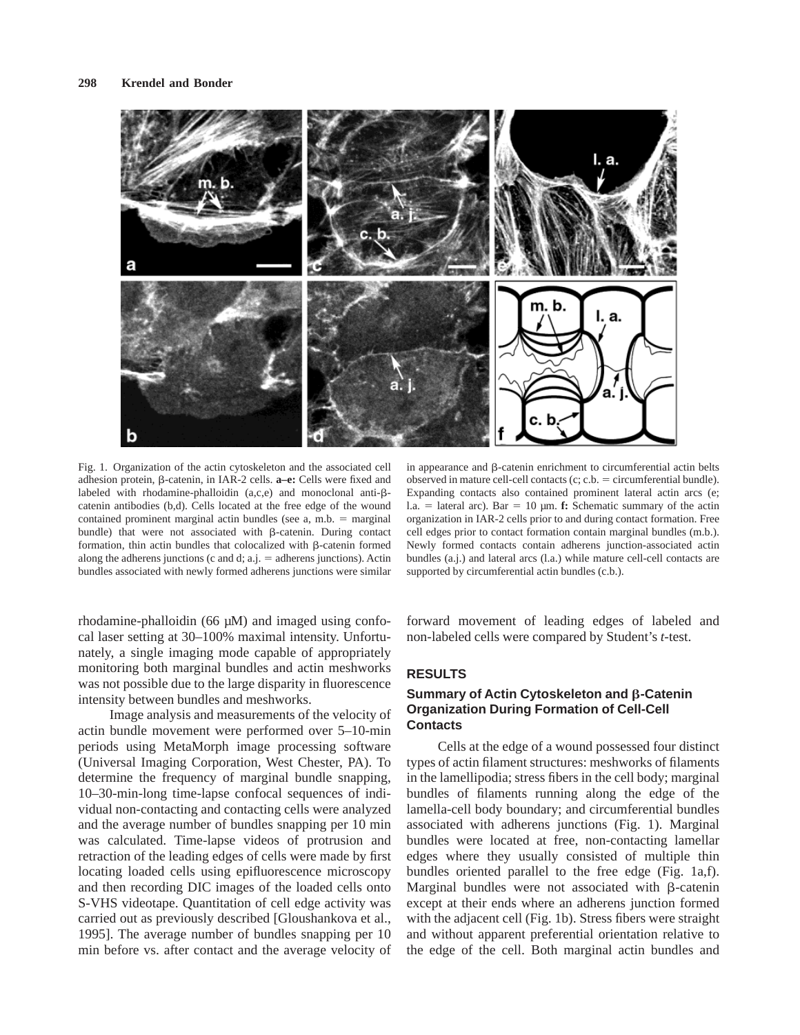Fig. 1. Organization of the actin cytoskeleton and the associated cell adhesion protein, β-catenin, in IAR-2 cells. **a–e:** Cells were fixed and labeled with rhodamine-phalloidin (a,c,e) and monoclonal anti-β-catenin antibodies (b,d). Cells located at the free edge of the wound contained prominent marginal actin bundles (see a, m.b. = marginal bundle) that were not associated with β-catenin. During contact formation, thin actin bundles that colocalized with β-catenin formed along the adherens junctions (c and d; a.j. = adherens junctions). Actin bundles associated with newly formed adherens junctions were similar in appearance and β-catenin enrichment to circumferential actin belts observed in mature cell-cell contacts (c; c.b. = circumferential bundle). Expanding contacts also contained prominent lateral actin arcs (e; l.a. = lateral arc). Bar = 10 μm. **f:** Schematic summary of the actin organization in IAR-2 cells prior to and during contact formation. Free cell edges prior to contact formation contain marginal bundles (m.b.). Newly formed contacts contain adherens junction-associated actin bundles (a.j.) and lateral arcs (l.a.) while mature cell-cell contacts are supported by circumferential actin bundles (c.b.).

rhodamine-phalloidin (66 μM) and imaged using confocal laser setting at 30–100% maximal intensity. Unfortunately, a single imaging mode capable of appropriately monitoring both marginal bundles and actin meshworks was not possible due to the large disparity in fluorescence intensity between bundles and meshworks.

Image analysis and measurements of the velocity of actin bundle movement were performed over 5–10-min periods using MetaMorph image processing software (Universal Imaging Corporation, West Chester, PA). To determine the frequency of marginal bundle snapping, 10–30-min-long time-lapse confocal sequences of individual non-contacting and contacting cells were analyzed and the average number of bundles snapping per 10 min was calculated. Time-lapse videos of protrusion and retraction of the leading edges of cells were made by first locating loaded cells using epifluorescence microscopy and then recording DIC images of the loaded cells onto S-VHS videotape. Quantitation of cell edge activity was carried out as previously described [Gloushankova et al., 1995]. The average number of bundles snapping per 10 min before vs. after contact and the average velocity of forward movement of leading edges of labeled and non-labeled cells were compared by Student's *t*-test.

## RESULTS

### Summary of Actin Cytoskeleton and β-Catenin Organization During Formation of Cell-Cell Contacts

Cells at the edge of a wound possessed four distinct types of actin filament structures: meshworks of filaments in the lamellipodia; stress fibers in the cell body; marginal bundles of filaments running along the edge of the lamella-cell body boundary; and circumferential bundles associated with adherens junctions (Fig. 1). Marginal bundles were located at free, non-contacting lamellar edges where they usually consisted of multiple thin bundles oriented parallel to the free edge (Fig. 1a,f). Marginal bundles were not associated with β-catenin except at their ends where an adherens junction formed with the adjacent cell (Fig. 1b). Stress fibers were straight and without apparent preferential orientation relative to the edge of the cell. Both marginal actin bundles and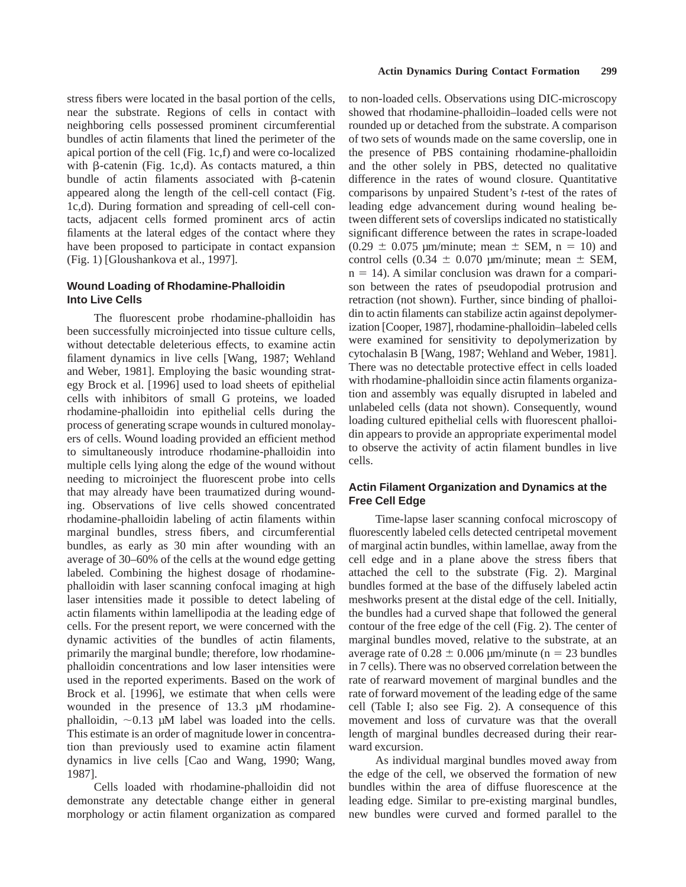stress fibers were located in the basal portion of the cells, near the substrate. Regions of cells in contact with neighboring cells possessed prominent circumferential bundles of actin filaments that lined the perimeter of the apical portion of the cell (Fig. 1c,f) and were co-localized with β-catenin (Fig. 1c,d). As contacts matured, a thin bundle of actin filaments associated with β-catenin appeared along the length of the cell-cell contact (Fig. 1c,d). During formation and spreading of cell-cell contacts, adjacent cells formed prominent arcs of actin filaments at the lateral edges of the contact where they have been proposed to participate in contact expansion (Fig. 1) [Gloushankova et al., 1997].

### Wound Loading of Rhodamine-Phalloidin Into Live Cells

The fluorescent probe rhodamine-phalloidin has been successfully microinjected into tissue culture cells, without detectable deleterious effects, to examine actin filament dynamics in live cells [Wang, 1987; Wehland and Weber, 1981]. Employing the basic wounding strategy Brock et al. [1996] used to load sheets of epithelial cells with inhibitors of small G proteins, we loaded rhodamine-phalloidin into epithelial cells during the process of generating scrape wounds in cultured monolayers of cells. Wound loading provided an efficient method to simultaneously introduce rhodamine-phalloidin into multiple cells lying along the edge of the wound without needing to microinject the fluorescent probe into cells that may already have been traumatized during wounding. Observations of live cells showed concentrated rhodamine-phalloidin labeling of actin filaments within marginal bundles, stress fibers, and circumferential bundles, as early as 30 min after wounding with an average of 30–60% of the cells at the wound edge getting labeled. Combining the highest dosage of rhodamine-phalloidin with laser scanning confocal imaging at high laser intensities made it possible to detect labeling of actin filaments within lamellipodia at the leading edge of cells. For the present report, we were concerned with the dynamic activities of the bundles of actin filaments, primarily the marginal bundle; therefore, low rhodamine-phalloidin concentrations and low laser intensities were used in the reported experiments. Based on the work of Brock et al. [1996], we estimate that when cells were wounded in the presence of 13.3 μM rhodamine-phalloidin, ~0.13 μM label was loaded into the cells. This estimate is an order of magnitude lower in concentration than previously used to examine actin filament dynamics in live cells [Cao and Wang, 1990; Wang, 1987].

Cells loaded with rhodamine-phalloidin did not demonstrate any detectable change either in general morphology or actin filament organization as compared to non-loaded cells. Observations using DIC-microscopy showed that rhodamine-phalloidin–loaded cells were not rounded up or detached from the substrate. A comparison of two sets of wounds made on the same coverslip, one in the presence of PBS containing rhodamine-phalloidin and the other solely in PBS, detected no qualitative difference in the rates of wound closure. Quantitative comparisons by unpaired Student's *t*-test of the rates of leading edge advancement during wound healing between different sets of coverslips indicated no statistically significant difference between the rates in scrape-loaded ($0.29 \pm 0.075$ μm/minute; mean ± SEM, $n = 10$) and control cells ($0.34 \pm 0.070$ μm/minute; mean ± SEM, $n = 14$). A similar conclusion was drawn for a comparison between the rates of pseudopodial protrusion and retraction (not shown). Further, since binding of phalloidin to actin filaments can stabilize actin against depolymerization [Cooper, 1987], rhodamine-phalloidin–labeled cells were examined for sensitivity to depolymerization by cytochalasin B [Wang, 1987; Wehland and Weber, 1981]. There was no detectable protective effect in cells loaded with rhodamine-phalloidin since actin filaments organization and assembly was equally disrupted in labeled and unlabeled cells (data not shown). Consequently, wound loading cultured epithelial cells with fluorescent phalloidin appears to provide an appropriate experimental model to observe the activity of actin filament bundles in live cells.

### Actin Filament Organization and Dynamics at the Free Cell Edge

Time-lapse laser scanning confocal microscopy of fluorescently labeled cells detected centripetal movement of marginal actin bundles, within lamellae, away from the cell edge and in a plane above the stress fibers that attached the cell to the substrate (Fig. 2). Marginal bundles formed at the base of the diffusely labeled actin meshworks present at the distal edge of the cell. Initially, the bundles had a curved shape that followed the general contour of the free edge of the cell (Fig. 2). The center of marginal bundles moved, relative to the substrate, at an average rate of $0.28 \pm 0.006$ μm/minute ($n = 23$ bundles in 7 cells). There was no observed correlation between the rate of rearward movement of marginal bundles and the rate of forward movement of the leading edge of the same cell (Table I; also see Fig. 2). A consequence of this movement and loss of curvature was that the overall length of marginal bundles decreased during their rearward excursion.

As individual marginal bundles moved away from the edge of the cell, we observed the formation of new bundles within the area of diffuse fluorescence at the leading edge. Similar to pre-existing marginal bundles, new bundles were curved and formed parallel to the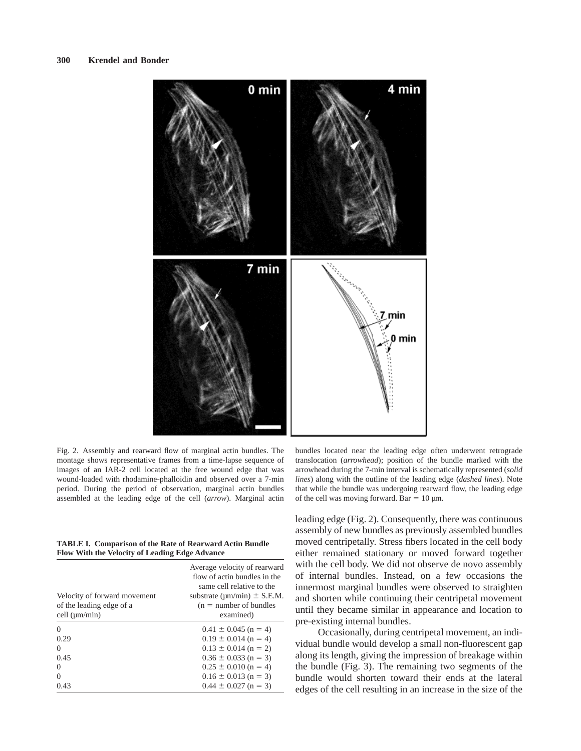Fig. 2. Assembly and rearward flow of marginal actin bundles. The montage shows representative frames from a time-lapse sequence of images of an IAR-2 cell located at the free wound edge that was wound-loaded with rhodamine-phalloidin and observed over a 7-min period. During the period of observation, marginal actin bundles assembled at the leading edge of the cell (*arrow*). Marginal actin bundles located near the leading edge often underwent retrograde translocation (*arrowhead*); position of the bundle marked with the arrowhead during the 7-min interval is schematically represented (*solid lines*) along with the outline of the leading edge (*dashed lines*). Note that while the bundle was undergoing rearward flow, the leading edge of the cell was moving forward. Bar = 10 μm.

**TABLE I. Comparison of the Rate of Rearward Actin Bundle Flow With the Velocity of Leading Edge Advance**

| Velocity of forward movement of the leading edge of a cell (μm/min) | Average velocity of rearward flow of actin bundles in the same cell relative to the substrate (μm/min) ± S.E.M. (n = number of bundles examined) |
|---|---|
| 0 | 0.41 ± 0.045 (n = 4) |
| 0.29 | 0.19 ± 0.014 (n = 4) |
| 0 | 0.13 ± 0.014 (n = 2) |
| 0.45 | 0.36 ± 0.033 (n = 3) |
| 0 | 0.25 ± 0.010 (n = 4) |
| 0 | 0.16 ± 0.013 (n = 3) |
| 0.43 | 0.44 ± 0.027 (n = 3) |

leading edge (Fig. 2). Consequently, there was continuous assembly of new bundles as previously assembled bundles moved centripetally. Stress fibers located in the cell body either remained stationary or moved forward together with the cell body. We did not observe de novo assembly of internal bundles. Instead, on a few occasions the innermost marginal bundles were observed to straighten and shorten while continuing their centripetal movement until they became similar in appearance and location to pre-existing internal bundles.

Occasionally, during centripetal movement, an individual bundle would develop a small non-fluorescent gap along its length, giving the impression of breakage within the bundle (Fig. 3). The remaining two segments of the bundle would shorten toward their ends at the lateral edges of the cell resulting in an increase in the size of the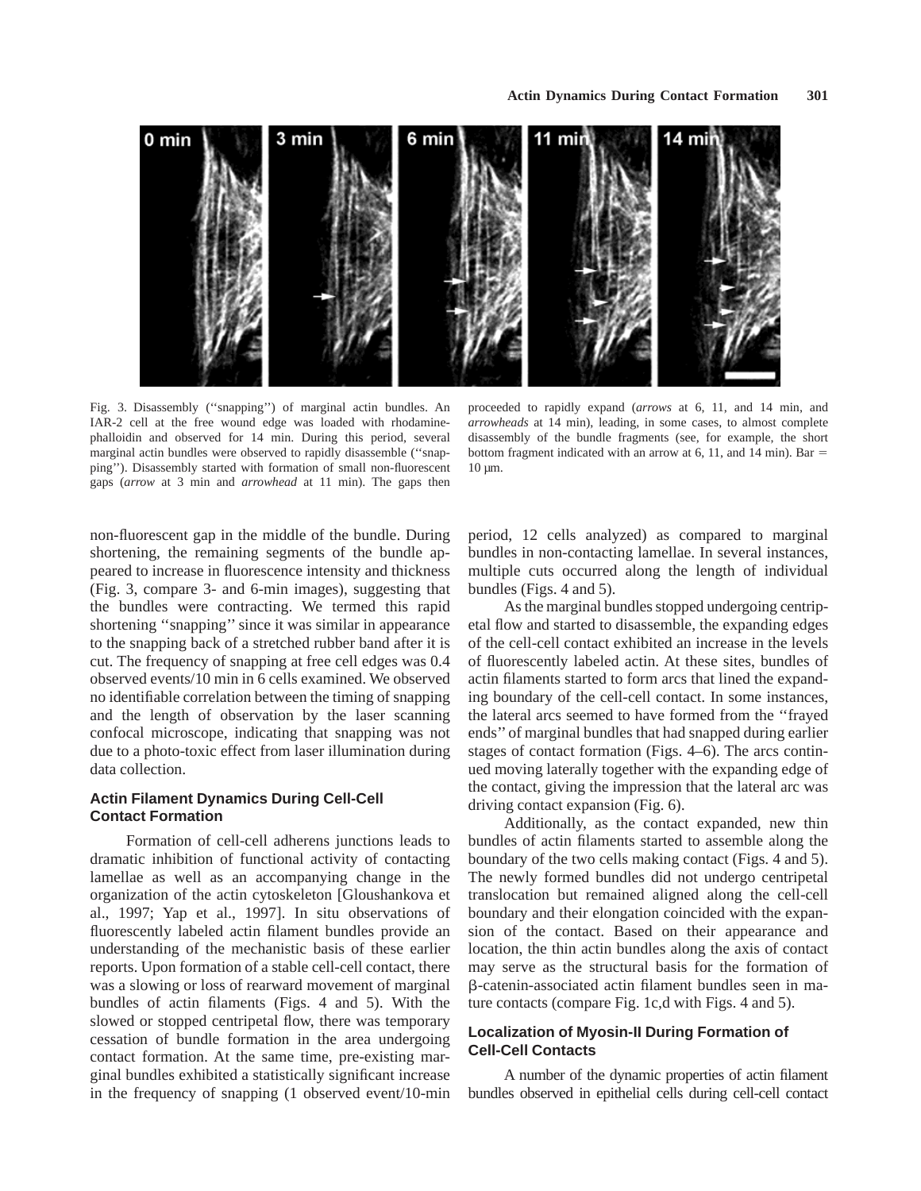Fig. 3. Disassembly (''snapping'') of marginal actin bundles. An IAR-2 cell at the free wound edge was loaded with rhodamine-phalloidin and observed for 14 min. During this period, several marginal actin bundles were observed to rapidly disassemble (''snapping''). Disassembly started with formation of small non-fluorescent gaps (*arrow* at 3 min and *arrowhead* at 11 min). The gaps then proceeded to rapidly expand (*arrows* at 6, 11, and 14 min, and *arrowheads* at 14 min), leading, in some cases, to almost complete disassembly of the bundle fragments (see, for example, the short bottom fragment indicated with an arrow at 6, 11, and 14 min). Bar = 10 μm.

non-fluorescent gap in the middle of the bundle. During shortening, the remaining segments of the bundle appeared to increase in fluorescence intensity and thickness (Fig. 3, compare 3- and 6-min images), suggesting that the bundles were contracting. We termed this rapid shortening ''snapping'' since it was similar in appearance to the snapping back of a stretched rubber band after it is cut. The frequency of snapping at free cell edges was 0.4 observed events/10 min in 6 cells examined. We observed no identifiable correlation between the timing of snapping and the length of observation by the laser scanning confocal microscope, indicating that snapping was not due to a photo-toxic effect from laser illumination during data collection.

### Actin Filament Dynamics During Cell-Cell Contact Formation

Formation of cell-cell adherens junctions leads to dramatic inhibition of functional activity of contacting lamellae as well as an accompanying change in the organization of the actin cytoskeleton [Gloushankova et al., 1997; Yap et al., 1997]. In situ observations of fluorescently labeled actin filament bundles provide an understanding of the mechanistic basis of these earlier reports. Upon formation of a stable cell-cell contact, there was a slowing or loss of rearward movement of marginal bundles of actin filaments (Figs. 4 and 5). With the slowed or stopped centripetal flow, there was temporary cessation of bundle formation in the area undergoing contact formation. At the same time, pre-existing marginal bundles exhibited a statistically significant increase in the frequency of snapping (1 observed event/10-min period, 12 cells analyzed) as compared to marginal bundles in non-contacting lamellae. In several instances, multiple cuts occurred along the length of individual bundles (Figs. 4 and 5).

As the marginal bundles stopped undergoing centripetal flow and started to disassemble, the expanding edges of the cell-cell contact exhibited an increase in the levels of fluorescently labeled actin. At these sites, bundles of actin filaments started to form arcs that lined the expanding boundary of the cell-cell contact. In some instances, the lateral arcs seemed to have formed from the ''frayed ends'' of marginal bundles that had snapped during earlier stages of contact formation (Figs. 4–6). The arcs continued moving laterally together with the expanding edge of the contact, giving the impression that the lateral arc was driving contact expansion (Fig. 6).

Additionally, as the contact expanded, new thin bundles of actin filaments started to assemble along the boundary of the two cells making contact (Figs. 4 and 5). The newly formed bundles did not undergo centripetal translocation but remained aligned along the cell-cell boundary and their elongation coincided with the expansion of the contact. Based on their appearance and location, the thin actin bundles along the axis of contact may serve as the structural basis for the formation of β-catenin-associated actin filament bundles seen in mature contacts (compare Fig. 1c,d with Figs. 4 and 5).

### Localization of Myosin-II During Formation of Cell-Cell Contacts

A number of the dynamic properties of actin filament bundles observed in epithelial cells during cell-cell contact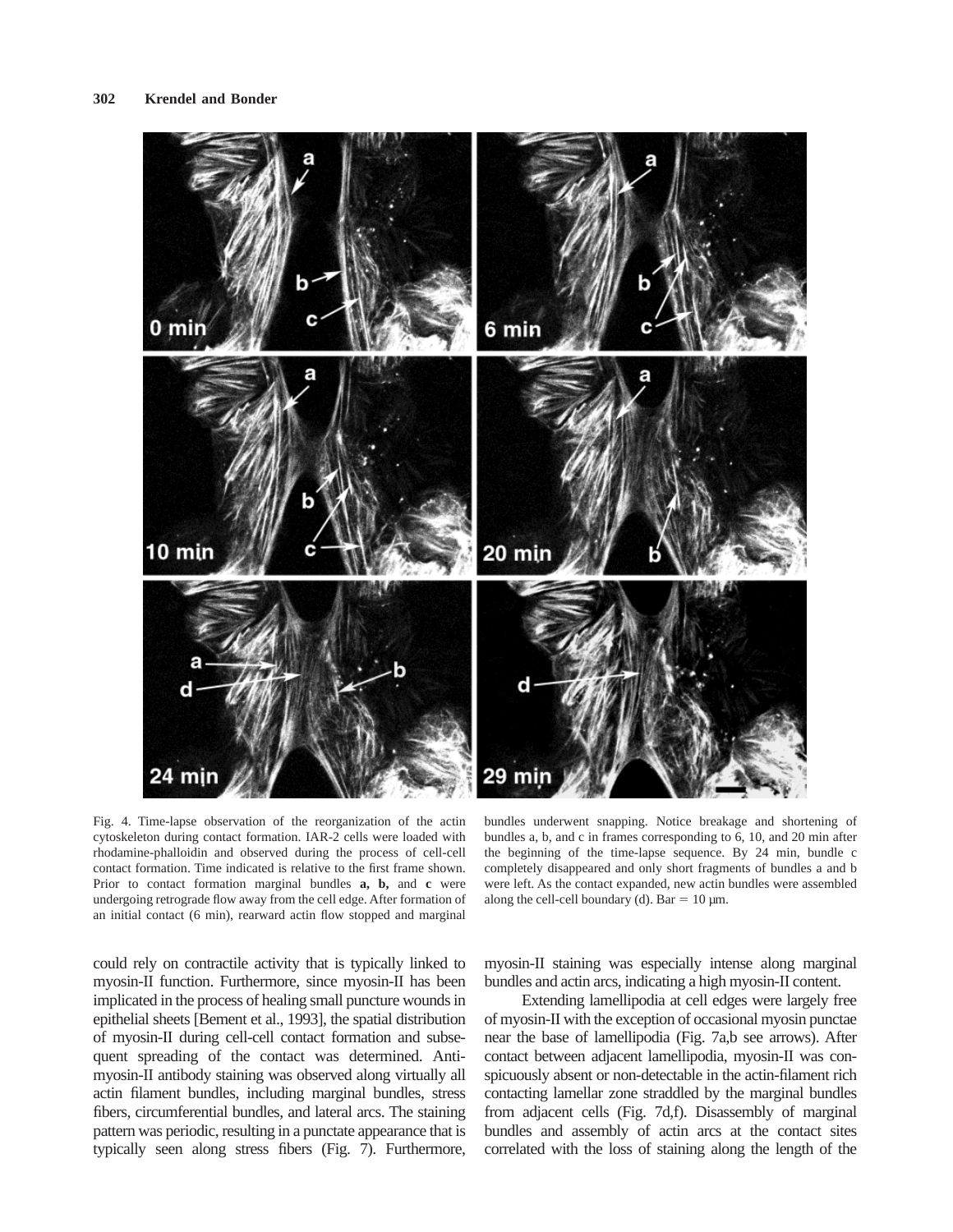Fig. 4. Time-lapse observation of the reorganization of the actin cytoskeleton during contact formation. IAR-2 cells were loaded with rhodamine-phalloidin and observed during the process of cell-cell contact formation. Time indicated is relative to the first frame shown. Prior to contact formation marginal bundles **a, b,** and **c** were undergoing retrograde flow away from the cell edge. After formation of an initial contact (6 min), rearward actin flow stopped and marginal bundles underwent snapping. Notice breakage and shortening of bundles a, b, and c in frames corresponding to 6, 10, and 20 min after the beginning of the time-lapse sequence. By 24 min, bundle c completely disappeared and only short fragments of bundles a and b were left. As the contact expanded, new actin bundles were assembled along the cell-cell boundary (d). Bar = 10 μm.

could rely on contractile activity that is typically linked to myosin-II function. Furthermore, since myosin-II has been implicated in the process of healing small puncture wounds in epithelial sheets [Bement et al., 1993], the spatial distribution of myosin-II during cell-cell contact formation and subsequent spreading of the contact was determined. Anti-myosin-II antibody staining was observed along virtually all actin filament bundles, including marginal bundles, stress fibers, circumferential bundles, and lateral arcs. The staining pattern was periodic, resulting in a punctate appearance that is typically seen along stress fibers (Fig. 7). Furthermore, myosin-II staining was especially intense along marginal bundles and actin arcs, indicating a high myosin-II content.

Extending lamellipodia at cell edges were largely free of myosin-II with the exception of occasional myosin punctae near the base of lamellipodia (Fig. 7a,b see arrows). After contact between adjacent lamellipodia, myosin-II was conspicuously absent or non-detectable in the actin-filament rich contacting lamellar zone straddled by the marginal bundles from adjacent cells (Fig. 7d,f). Disassembly of marginal bundles and assembly of actin arcs at the contact sites correlated with the loss of staining along the length of the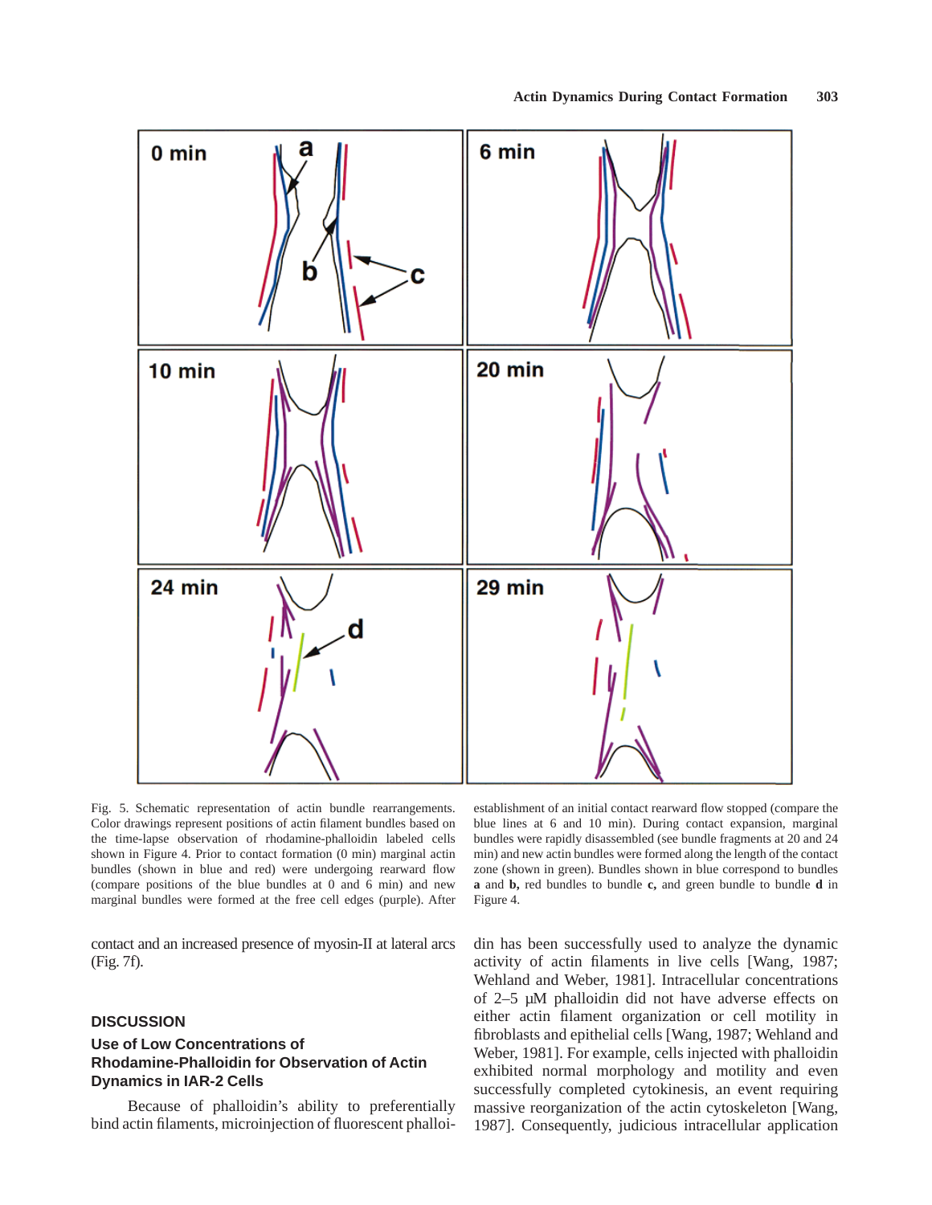Fig. 5. Schematic representation of actin bundle rearrangements. Color drawings represent positions of actin filament bundles based on the time-lapse observation of rhodamine-phalloidin labeled cells shown in Figure 4. Prior to contact formation (0 min) marginal actin bundles (shown in blue and red) were undergoing rearward flow (compare positions of the blue bundles at 0 and 6 min) and new marginal bundles were formed at the free cell edges (purple). After establishment of an initial contact rearward flow stopped (compare the blue lines at 6 and 10 min). During contact expansion, marginal bundles were rapidly disassembled (see bundle fragments at 20 and 24 min) and new actin bundles were formed along the length of the contact zone (shown in green). Bundles shown in blue correspond to bundles **a** and **b,** red bundles to bundle **c,** and green bundle to bundle **d** in Figure 4.

contact and an increased presence of myosin-II at lateral arcs (Fig. 7f).

## DISCUSSION

### Use of Low Concentrations of Rhodamine-Phalloidin for Observation of Actin Dynamics in IAR-2 Cells

Because of phalloidin's ability to preferentially bind actin filaments, microinjection of fluorescent phalloidin has been successfully used to analyze the dynamic activity of actin filaments in live cells [Wang, 1987; Wehland and Weber, 1981]. Intracellular concentrations of 2–5 μM phalloidin did not have adverse effects on either actin filament organization or cell motility in fibroblasts and epithelial cells [Wang, 1987; Wehland and Weber, 1981]. For example, cells injected with phalloidin exhibited normal morphology and motility and even successfully completed cytokinesis, an event requiring massive reorganization of the actin cytoskeleton [Wang, 1987]. Consequently, judicious intracellular application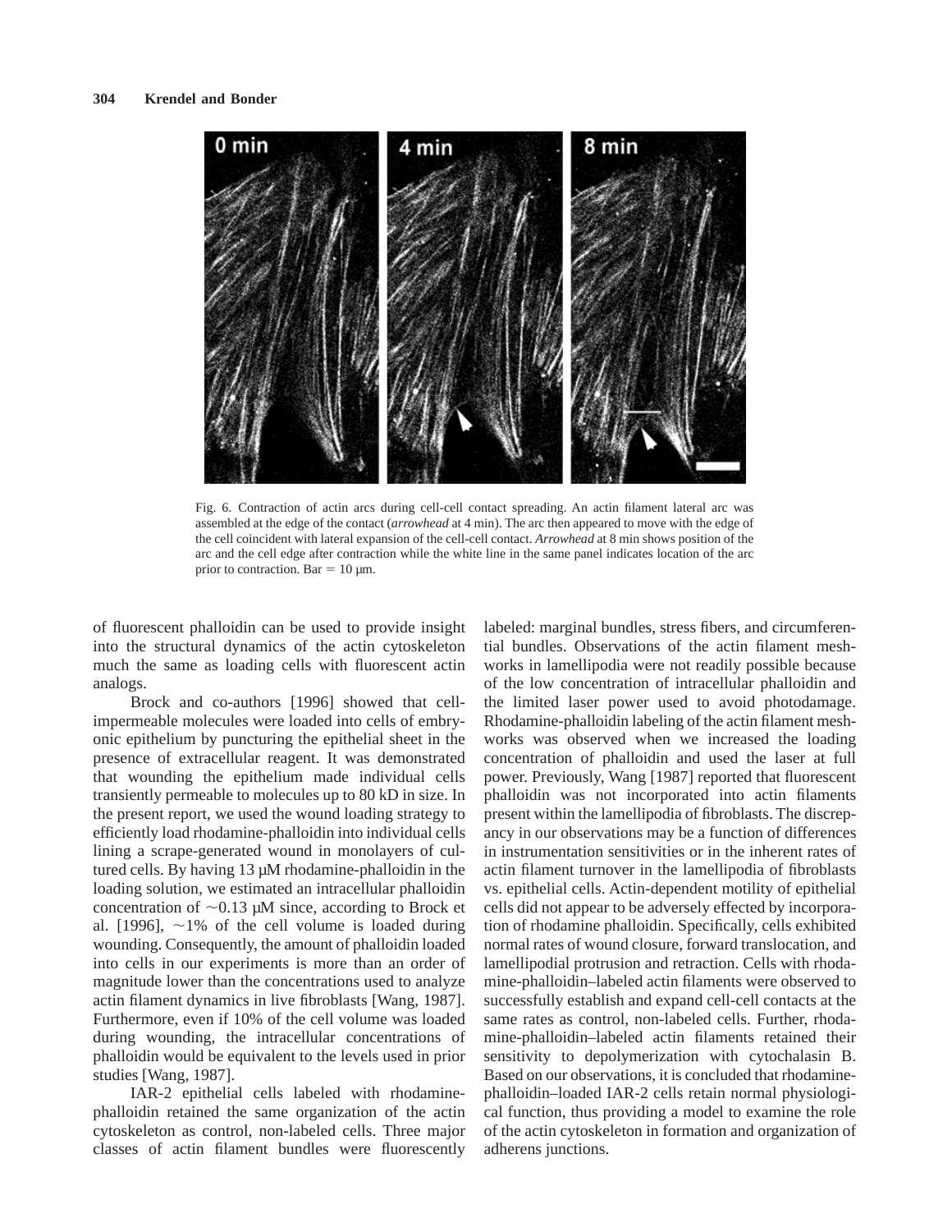Fig. 6. Contraction of actin arcs during cell-cell contact spreading. An actin filament lateral arc was assembled at the edge of the contact (*arrowhead* at 4 min). The arc then appeared to move with the edge of the cell coincident with lateral expansion of the cell-cell contact. *Arrowhead* at 8 min shows position of the arc and the cell edge after contraction while the white line in the same panel indicates location of the arc prior to contraction. Bar = 10 μm.

of fluorescent phalloidin can be used to provide insight into the structural dynamics of the actin cytoskeleton much the same as loading cells with fluorescent actin analogs.

Brock and co-authors [1996] showed that cell-impermeable molecules were loaded into cells of embryonic epithelium by puncturing the epithelial sheet in the presence of extracellular reagent. It was demonstrated that wounding the epithelium made individual cells transiently permeable to molecules up to 80 kD in size. In the present report, we used the wound loading strategy to efficiently load rhodamine-phalloidin into individual cells lining a scrape-generated wound in monolayers of cultured cells. By having 13 μM rhodamine-phalloidin in the loading solution, we estimated an intracellular phalloidin concentration of ~0.13 μM since, according to Brock et al. [1996], ~1% of the cell volume is loaded during wounding. Consequently, the amount of phalloidin loaded into cells in our experiments is more than an order of magnitude lower than the concentrations used to analyze actin filament dynamics in live fibroblasts [Wang, 1987]. Furthermore, even if 10% of the cell volume was loaded during wounding, the intracellular concentrations of phalloidin would be equivalent to the levels used in prior studies [Wang, 1987].

IAR-2 epithelial cells labeled with rhodamine-phalloidin retained the same organization of the actin cytoskeleton as control, non-labeled cells. Three major classes of actin filament bundles were fluorescently labeled: marginal bundles, stress fibers, and circumferential bundles. Observations of the actin filament meshworks in lamellipodia were not readily possible because of the low concentration of intracellular phalloidin and the limited laser power used to avoid photodamage. Rhodamine-phalloidin labeling of the actin filament meshworks was observed when we increased the loading concentration of phalloidin and used the laser at full power. Previously, Wang [1987] reported that fluorescent phalloidin was not incorporated into actin filaments present within the lamellipodia of fibroblasts. The discrepancy in our observations may be a function of differences in instrumentation sensitivities or in the inherent rates of actin filament turnover in the lamellipodia of fibroblasts vs. epithelial cells. Actin-dependent motility of epithelial cells did not appear to be adversely effected by incorporation of rhodamine phalloidin. Specifically, cells exhibited normal rates of wound closure, forward translocation, and lamellipodial protrusion and retraction. Cells with rhodamine-phalloidin–labeled actin filaments were observed to successfully establish and expand cell-cell contacts at the same rates as control, non-labeled cells. Further, rhodamine-phalloidin–labeled actin filaments retained their sensitivity to depolymerization with cytochalasin B. Based on our observations, it is concluded that rhodamine-phalloidin–loaded IAR-2 cells retain normal physiological function, thus providing a model to examine the role of the actin cytoskeleton in formation and organization of adherens junctions.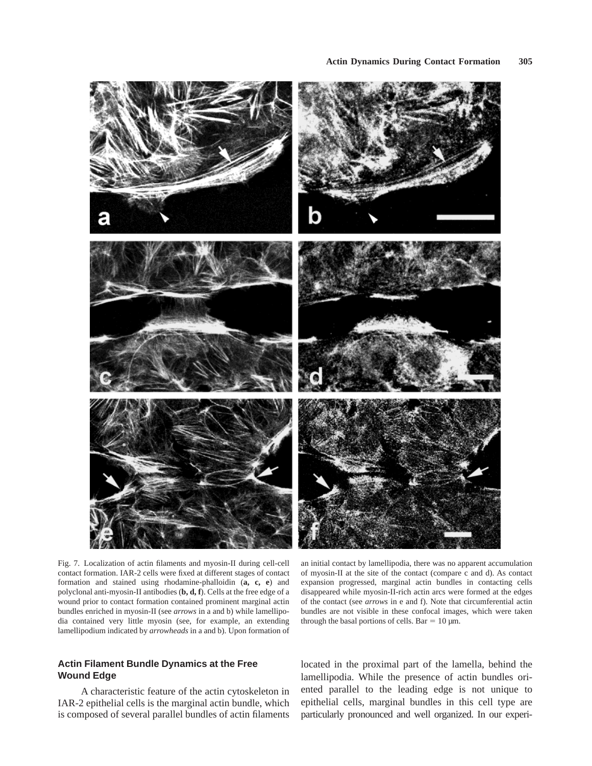Fig. 7. Localization of actin filaments and myosin-II during cell-cell contact formation. IAR-2 cells were fixed at different stages of contact formation and stained using rhodamine-phalloidin (**a, c, e**) and polyclonal anti-myosin-II antibodies (**b, d, f**). Cells at the free edge of a wound prior to contact formation contained prominent marginal actin bundles enriched in myosin-II (see *arrows* in a and b) while lamellipodia contained very little myosin (see, for example, an extending lamellipodium indicated by *arrowheads* in a and b). Upon formation of an initial contact by lamellipodia, there was no apparent accumulation of myosin-II at the site of the contact (compare c and d). As contact expansion progressed, marginal actin bundles in contacting cells disappeared while myosin-II-rich actin arcs were formed at the edges of the contact (see *arrows* in e and f). Note that circumferential actin bundles are not visible in these confocal images, which were taken through the basal portions of cells. Bar = 10 μm.

### Actin Filament Bundle Dynamics at the Free Wound Edge

A characteristic feature of the actin cytoskeleton in IAR-2 epithelial cells is the marginal actin bundle, which is composed of several parallel bundles of actin filaments located in the proximal part of the lamella, behind the lamellipodia. While the presence of actin bundles oriented parallel to the leading edge is not unique to epithelial cells, marginal bundles in this cell type are particularly pronounced and well organized. In our experi-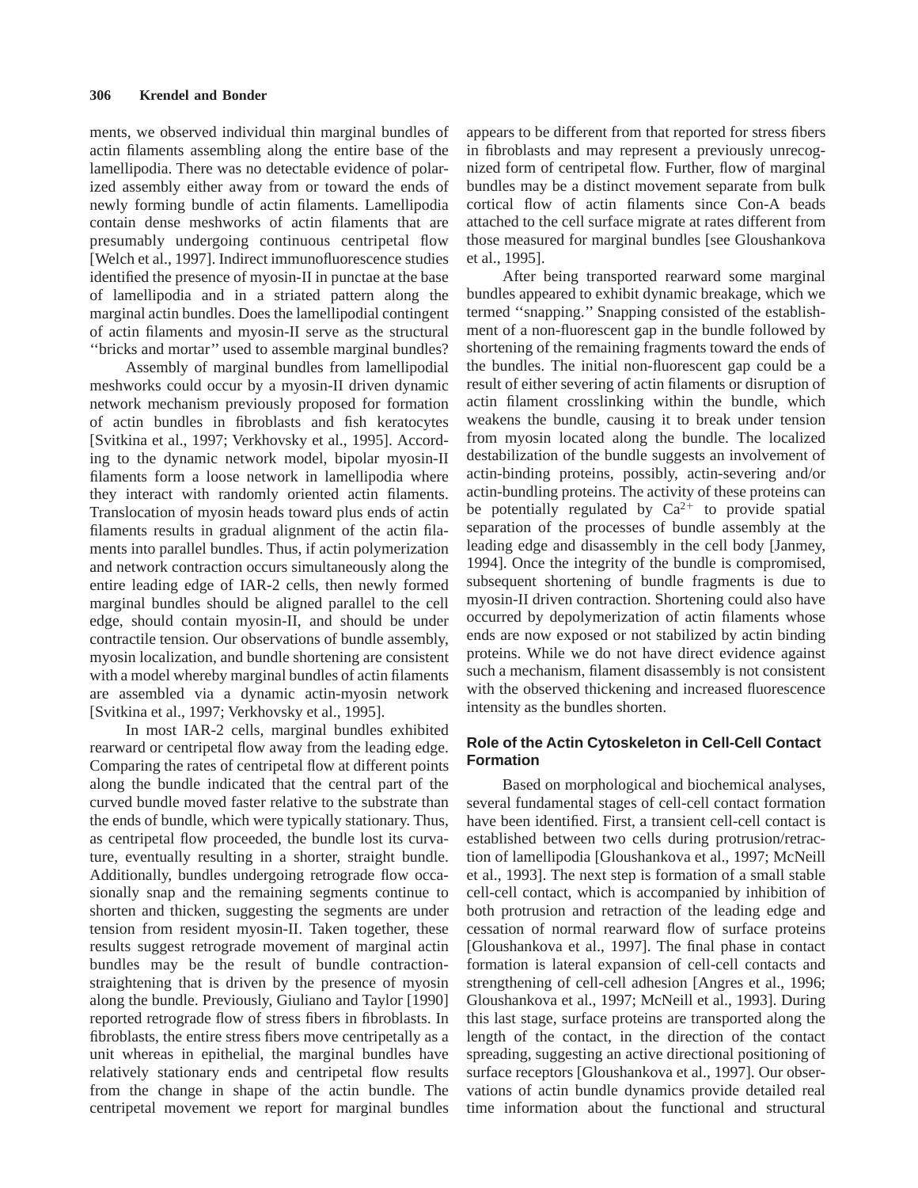ments, we observed individual thin marginal bundles of actin filaments assembling along the entire base of the lamellipodia. There was no detectable evidence of polarized assembly either away from or toward the ends of newly forming bundle of actin filaments. Lamellipodia contain dense meshworks of actin filaments that are presumably undergoing continuous centripetal flow [Welch et al., 1997]. Indirect immunofluorescence studies identified the presence of myosin-II in punctae at the base of lamellipodia and in a striated pattern along the marginal actin bundles. Does the lamellipodial contingent of actin filaments and myosin-II serve as the structural ''bricks and mortar'' used to assemble marginal bundles?

Assembly of marginal bundles from lamellipodial meshworks could occur by a myosin-II driven dynamic network mechanism previously proposed for formation of actin bundles in fibroblasts and fish keratocytes [Svitkina et al., 1997; Verkhovsky et al., 1995]. According to the dynamic network model, bipolar myosin-II filaments form a loose network in lamellipodia where they interact with randomly oriented actin filaments. Translocation of myosin heads toward plus ends of actin filaments results in gradual alignment of the actin filaments into parallel bundles. Thus, if actin polymerization and network contraction occurs simultaneously along the entire leading edge of IAR-2 cells, then newly formed marginal bundles should be aligned parallel to the cell edge, should contain myosin-II, and should be under contractile tension. Our observations of bundle assembly, myosin localization, and bundle shortening are consistent with a model whereby marginal bundles of actin filaments are assembled via a dynamic actin-myosin network [Svitkina et al., 1997; Verkhovsky et al., 1995].

In most IAR-2 cells, marginal bundles exhibited rearward or centripetal flow away from the leading edge. Comparing the rates of centripetal flow at different points along the bundle indicated that the central part of the curved bundle moved faster relative to the substrate than the ends of bundle, which were typically stationary. Thus, as centripetal flow proceeded, the bundle lost its curvature, eventually resulting in a shorter, straight bundle. Additionally, bundles undergoing retrograde flow occasionally snap and the remaining segments continue to shorten and thicken, suggesting the segments are under tension from resident myosin-II. Taken together, these results suggest retrograde movement of marginal actin bundles may be the result of bundle contraction-straightening that is driven by the presence of myosin along the bundle. Previously, Giuliano and Taylor [1990] reported retrograde flow of stress fibers in fibroblasts. In fibroblasts, the entire stress fibers move centripetally as a unit whereas in epithelial, the marginal bundles have relatively stationary ends and centripetal flow results from the change in shape of the actin bundle. The centripetal movement we report for marginal bundles appears to be different from that reported for stress fibers in fibroblasts and may represent a previously unrecognized form of centripetal flow. Further, flow of marginal bundles may be a distinct movement separate from bulk cortical flow of actin filaments since Con-A beads attached to the cell surface migrate at rates different from those measured for marginal bundles [see Gloushankova et al., 1995].

After being transported rearward some marginal bundles appeared to exhibit dynamic breakage, which we termed ''snapping.'' Snapping consisted of the establishment of a non-fluorescent gap in the bundle followed by shortening of the remaining fragments toward the ends of the bundles. The initial non-fluorescent gap could be a result of either severing of actin filaments or disruption of actin filament crosslinking within the bundle, which weakens the bundle, causing it to break under tension from myosin located along the bundle. The localized destabilization of the bundle suggests an involvement of actin-binding proteins, possibly, actin-severing and/or actin-bundling proteins. The activity of these proteins can be potentially regulated by $Ca^{2+}$ to provide spatial separation of the processes of bundle assembly at the leading edge and disassembly in the cell body [Janmey, 1994]. Once the integrity of the bundle is compromised, subsequent shortening of bundle fragments is due to myosin-II driven contraction. Shortening could also have occurred by depolymerization of actin filaments whose ends are now exposed or not stabilized by actin binding proteins. While we do not have direct evidence against such a mechanism, filament disassembly is not consistent with the observed thickening and increased fluorescence intensity as the bundles shorten.

### Role of the Actin Cytoskeleton in Cell-Cell Contact Formation

Based on morphological and biochemical analyses, several fundamental stages of cell-cell contact formation have been identified. First, a transient cell-cell contact is established between two cells during protrusion/retraction of lamellipodia [Gloushankova et al., 1997; McNeill et al., 1993]. The next step is formation of a small stable cell-cell contact, which is accompanied by inhibition of both protrusion and retraction of the leading edge and cessation of normal rearward flow of surface proteins [Gloushankova et al., 1997]. The final phase in contact formation is lateral expansion of cell-cell contacts and strengthening of cell-cell adhesion [Angres et al., 1996; Gloushankova et al., 1997; McNeill et al., 1993]. During this last stage, surface proteins are transported along the length of the contact, in the direction of the contact spreading, suggesting an active directional positioning of surface receptors [Gloushankova et al., 1997]. Our observations of actin bundle dynamics provide detailed real time information about the functional and structural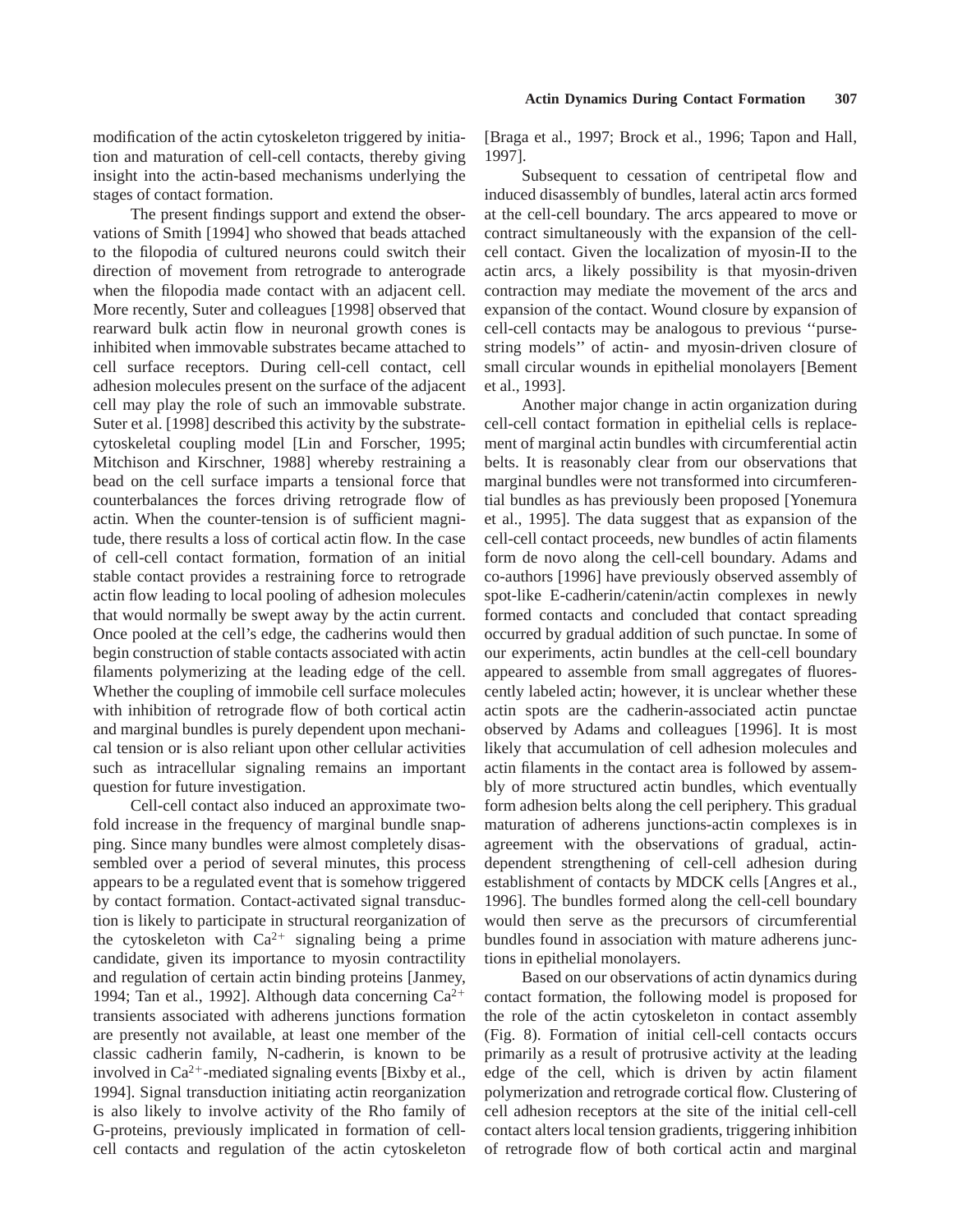modification of the actin cytoskeleton triggered by initiation and maturation of cell-cell contacts, thereby giving insight into the actin-based mechanisms underlying the stages of contact formation.

The present findings support and extend the observations of Smith [1994] who showed that beads attached to the filopodia of cultured neurons could switch their direction of movement from retrograde to anterograde when the filopodia made contact with an adjacent cell. More recently, Suter and colleagues [1998] observed that rearward bulk actin flow in neuronal growth cones is inhibited when immovable substrates became attached to cell surface receptors. During cell-cell contact, cell adhesion molecules present on the surface of the adjacent cell may play the role of such an immovable substrate. Suter et al. [1998] described this activity by the substrate-cytoskeletal coupling model [Lin and Forscher, 1995; Mitchison and Kirschner, 1988] whereby restraining a bead on the cell surface imparts a tensional force that counterbalances the forces driving retrograde flow of actin. When the counter-tension is of sufficient magnitude, there results a loss of cortical actin flow. In the case of cell-cell contact formation, formation of an initial stable contact provides a restraining force to retrograde actin flow leading to local pooling of adhesion molecules that would normally be swept away by the actin current. Once pooled at the cell's edge, the cadherins would then begin construction of stable contacts associated with actin filaments polymerizing at the leading edge of the cell. Whether the coupling of immobile cell surface molecules with inhibition of retrograde flow of both cortical actin and marginal bundles is purely dependent upon mechanical tension or is also reliant upon other cellular activities such as intracellular signaling remains an important question for future investigation.

Cell-cell contact also induced an approximate two-fold increase in the frequency of marginal bundle snapping. Since many bundles were almost completely disassembled over a period of several minutes, this process appears to be a regulated event that is somehow triggered by contact formation. Contact-activated signal transduction is likely to participate in structural reorganization of the cytoskeleton with $Ca^{2+}$ signaling being a prime candidate, given its importance to myosin contractility and regulation of certain actin binding proteins [Janmey, 1994; Tan et al., 1992]. Although data concerning $Ca^{2+}$ transients associated with adherens junctions formation are presently not available, at least one member of the classic cadherin family, N-cadherin, is known to be involved in $Ca^{2+}$-mediated signaling events [Bixby et al., 1994]. Signal transduction initiating actin reorganization is also likely to involve activity of the Rho family of G-proteins, previously implicated in formation of cell-cell contacts and regulation of the actin cytoskeleton [Braga et al., 1997; Brock et al., 1996; Tapon and Hall, 1997].

Subsequent to cessation of centripetal flow and induced disassembly of bundles, lateral actin arcs formed at the cell-cell boundary. The arcs appeared to move or contract simultaneously with the expansion of the cell-cell contact. Given the localization of myosin-II to the actin arcs, a likely possibility is that myosin-driven contraction may mediate the movement of the arcs and expansion of the contact. Wound closure by expansion of cell-cell contacts may be analogous to previous ''purse-string models'' of actin- and myosin-driven closure of small circular wounds in epithelial monolayers [Bement et al., 1993].

Another major change in actin organization during cell-cell contact formation in epithelial cells is replacement of marginal actin bundles with circumferential actin belts. It is reasonably clear from our observations that marginal bundles were not transformed into circumferential bundles as has previously been proposed [Yonemura et al., 1995]. The data suggest that as expansion of the cell-cell contact proceeds, new bundles of actin filaments form de novo along the cell-cell boundary. Adams and co-authors [1996] have previously observed assembly of spot-like E-cadherin/catenin/actin complexes in newly formed contacts and concluded that contact spreading occurred by gradual addition of such punctae. In some of our experiments, actin bundles at the cell-cell boundary appeared to assemble from small aggregates of fluorescently labeled actin; however, it is unclear whether these actin spots are the cadherin-associated actin punctae observed by Adams and colleagues [1996]. It is most likely that accumulation of cell adhesion molecules and actin filaments in the contact area is followed by assembly of more structured actin bundles, which eventually form adhesion belts along the cell periphery. This gradual maturation of adherens junctions-actin complexes is in agreement with the observations of gradual, actin-dependent strengthening of cell-cell adhesion during establishment of contacts by MDCK cells [Angres et al., 1996]. The bundles formed along the cell-cell boundary would then serve as the precursors of circumferential bundles found in association with mature adherens junctions in epithelial monolayers.

Based on our observations of actin dynamics during contact formation, the following model is proposed for the role of the actin cytoskeleton in contact assembly (Fig. 8). Formation of initial cell-cell contacts occurs primarily as a result of protrusive activity at the leading edge of the cell, which is driven by actin filament polymerization and retrograde cortical flow. Clustering of cell adhesion receptors at the site of the initial cell-cell contact alters local tension gradients, triggering inhibition of retrograde flow of both cortical actin and marginal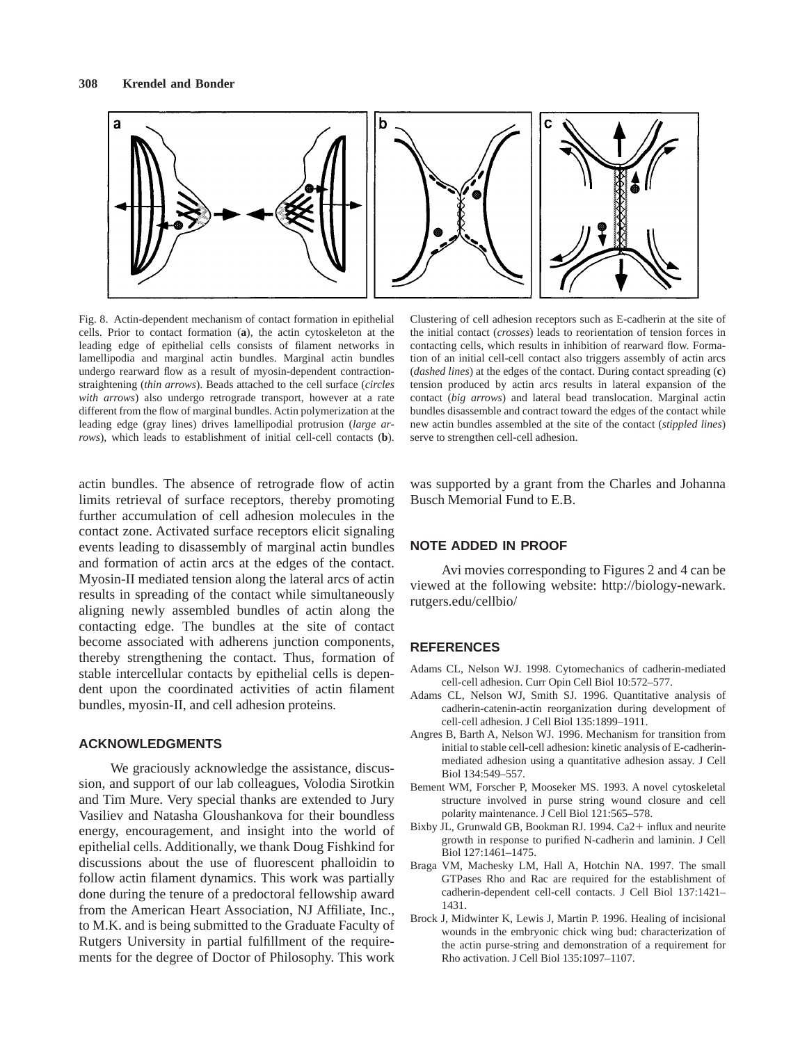a

b

c

Fig. 8. Actin-dependent mechanism of contact formation in epithelial cells. Prior to contact formation (**a**), the actin cytoskeleton at the leading edge of epithelial cells consists of filament networks in lamellipodia and marginal actin bundles. Marginal actin bundles undergo rearward flow as a result of myosin-dependent contraction-straightening (*thin arrows*). Beads attached to the cell surface (*circles with arrows*) also undergo retrograde transport, however at a rate different from the flow of marginal bundles. Actin polymerization at the leading edge (gray lines) drives lamellipodial protrusion (*large arrows*), which leads to establishment of initial cell-cell contacts (**b**). Clustering of cell adhesion receptors such as E-cadherin at the site of the initial contact (*crosses*) leads to reorientation of tension forces in contacting cells, which results in inhibition of rearward flow. Formation of an initial cell-cell contact also triggers assembly of actin arcs (*dashed lines*) at the edges of the contact. During contact spreading (**c**) tension produced by actin arcs results in lateral expansion of the contact (*big arrows*) and lateral bead translocation. Marginal actin bundles disassemble and contract toward the edges of the contact while new actin bundles assembled at the site of the contact (*stippled lines*) serve to strengthen cell-cell adhesion.

actin bundles. The absence of retrograde flow of actin limits retrieval of surface receptors, thereby promoting further accumulation of cell adhesion molecules in the contact zone. Activated surface receptors elicit signaling events leading to disassembly of marginal actin bundles and formation of actin arcs at the edges of the contact. Myosin-II mediated tension along the lateral arcs of actin results in spreading of the contact while simultaneously aligning newly assembled bundles of actin along the contacting edge. The bundles at the site of contact become associated with adherens junction components, thereby strengthening the contact. Thus, formation of stable intercellular contacts by epithelial cells is dependent upon the coordinated activities of actin filament bundles, myosin-II, and cell adhesion proteins.

## ACKNOWLEDGMENTS

We graciously acknowledge the assistance, discussion, and support of our lab colleagues, Volodia Sirotkin and Tim Mure. Very special thanks are extended to Jury Vasiliev and Natasha Gloushankova for their boundless energy, encouragement, and insight into the world of epithelial cells. Additionally, we thank Doug Fishkind for discussions about the use of fluorescent phalloidin to follow actin filament dynamics. This work was partially done during the tenure of a predoctoral fellowship award from the American Heart Association, NJ Affiliate, Inc., to M.K. and is being submitted to the Graduate Faculty of Rutgers University in partial fulfillment of the requirements for the degree of Doctor of Philosophy. This work was supported by a grant from the Charles and Johanna Busch Memorial Fund to E.B.

## NOTE ADDED IN PROOF

Avi movies corresponding to Figures 2 and 4 can be viewed at the following website: http://biology-newark.rutgers.edu/cellbio/

## REFERENCES

Adams CL, Nelson WJ. 1998. Cytomechanics of cadherin-mediated cell-cell adhesion. Curr Opin Cell Biol 10:572–577.

Adams CL, Nelson WJ, Smith SJ. 1996. Quantitative analysis of cadherin-catenin-actin reorganization during development of cell-cell adhesion. J Cell Biol 135:1899–1911.

Angres B, Barth A, Nelson WJ. 1996. Mechanism for transition from initial to stable cell-cell adhesion: kinetic analysis of E-cadherin-mediated adhesion using a quantitative adhesion assay. J Cell Biol 134:549–557.

Bement WM, Forscher P, Mooseker MS. 1993. A novel cytoskeletal structure involved in purse string wound closure and cell polarity maintenance. J Cell Biol 121:565–578.

Bixby JL, Grunwald GB, Bookman RJ. 1994. Ca2+ influx and neurite growth in response to purified N-cadherin and laminin. J Cell Biol 127:1461–1475.

Braga VM, Machesky LM, Hall A, Hotchin NA. 1997. The small GTPases Rho and Rac are required for the establishment of cadherin-dependent cell-cell contacts. J Cell Biol 137:1421–1431.

Brock J, Midwinter K, Lewis J, Martin P. 1996. Healing of incisional wounds in the embryonic chick wing bud: characterization of the actin purse-string and demonstration of a requirement for Rho activation. J Cell Biol 135:1097–1107.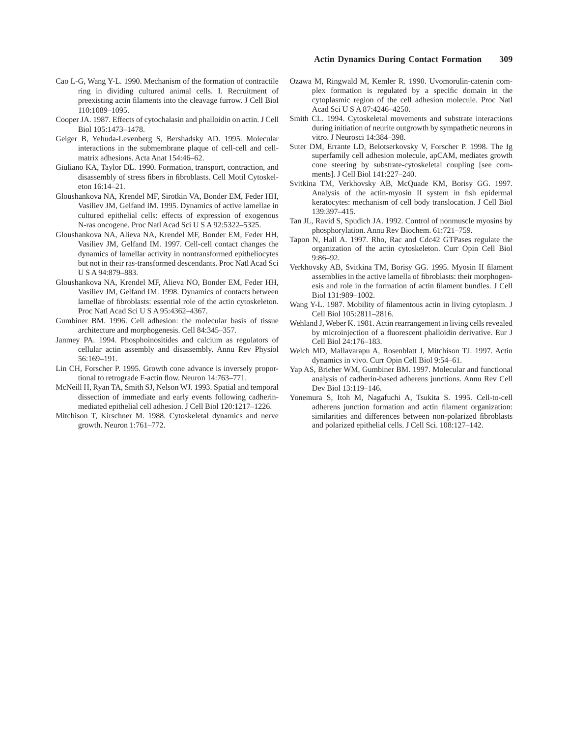Cao L-G, Wang Y-L. 1990. Mechanism of the formation of contractile ring in dividing cultured animal cells. I. Recruitment of preexisting actin filaments into the cleavage furrow. J Cell Biol 110:1089–1095.

Cooper JA. 1987. Effects of cytochalasin and phalloidin on actin. J Cell Biol 105:1473–1478.

Geiger B, Yehuda-Levenberg S, Bershadsky AD. 1995. Molecular interactions in the submembrane plaque of cell-cell and cell-matrix adhesions. Acta Anat 154:46–62.

Giuliano KA, Taylor DL. 1990. Formation, transport, contraction, and disassembly of stress fibers in fibroblasts. Cell Motil Cytoskeleton 16:14–21.

Gloushankova NA, Krendel MF, Sirotkin VA, Bonder EM, Feder HH, Vasiliev JM, Gelfand IM. 1995. Dynamics of active lamellae in cultured epithelial cells: effects of expression of exogenous N-ras oncogene. Proc Natl Acad Sci U S A 92:5322–5325.

Gloushankova NA, Alieva NA, Krendel MF, Bonder EM, Feder HH, Vasiliev JM, Gelfand IM. 1997. Cell-cell contact changes the dynamics of lamellar activity in nontransformed epitheliocytes but not in their ras-transformed descendants. Proc Natl Acad Sci U S A 94:879–883.

Gloushankova NA, Krendel MF, Alieva NO, Bonder EM, Feder HH, Vasiliev JM, Gelfand IM. 1998. Dynamics of contacts between lamellae of fibroblasts: essential role of the actin cytoskeleton. Proc Natl Acad Sci U S A 95:4362–4367.

Gumbiner BM. 1996. Cell adhesion: the molecular basis of tissue architecture and morphogenesis. Cell 84:345–357.

Janmey PA. 1994. Phosphoinositides and calcium as regulators of cellular actin assembly and disassembly. Annu Rev Physiol 56:169–191.

Lin CH, Forscher P. 1995. Growth cone advance is inversely proportional to retrograde F-actin flow. Neuron 14:763–771.

McNeill H, Ryan TA, Smith SJ, Nelson WJ. 1993. Spatial and temporal dissection of immediate and early events following cadherin-mediated epithelial cell adhesion. J Cell Biol 120:1217–1226.

Mitchison T, Kirschner M. 1988. Cytoskeletal dynamics and nerve growth. Neuron 1:761–772.

Ozawa M, Ringwald M, Kemler R. 1990. Uvomorulin-catenin complex formation is regulated by a specific domain in the cytoplasmic region of the cell adhesion molecule. Proc Natl Acad Sci U S A 87:4246–4250.

Smith CL. 1994. Cytoskeletal movements and substrate interactions during initiation of neurite outgrowth by sympathetic neurons in vitro. J Neurosci 14:384–398.

Suter DM, Errante LD, Belotserkovsky V, Forscher P. 1998. The Ig superfamily cell adhesion molecule, apCAM, mediates growth cone steering by substrate-cytoskeletal coupling [see comments]. J Cell Biol 141:227–240.

Svitkina TM, Verkhovsky AB, McQuade KM, Borisy GG. 1997. Analysis of the actin-myosin II system in fish epidermal keratocytes: mechanism of cell body translocation. J Cell Biol 139:397–415.

Tan JL, Ravid S, Spudich JA. 1992. Control of nonmuscle myosins by phosphorylation. Annu Rev Biochem. 61:721–759.

Tapon N, Hall A. 1997. Rho, Rac and Cdc42 GTPases regulate the organization of the actin cytoskeleton. Curr Opin Cell Biol 9:86–92.

Verkhovsky AB, Svitkina TM, Borisy GG. 1995. Myosin II filament assemblies in the active lamella of fibroblasts: their morphogenesis and role in the formation of actin filament bundles. J Cell Biol 131:989–1002.

Wang Y-L. 1987. Mobility of filamentous actin in living cytoplasm. J Cell Biol 105:2811–2816.

Wehland J, Weber K. 1981. Actin rearrangement in living cells revealed by microinjection of a fluorescent phalloidin derivative. Eur J Cell Biol 24:176–183.

Welch MD, Mallavarapu A, Rosenblatt J, Mitchison TJ. 1997. Actin dynamics in vivo. Curr Opin Cell Biol 9:54–61.

Yap AS, Brieher WM, Gumbiner BM. 1997. Molecular and functional analysis of cadherin-based adherens junctions. Annu Rev Cell Dev Biol 13:119–146.

Yonemura S, Itoh M, Nagafuchi A, Tsukita S. 1995. Cell-to-cell adherens junction formation and actin filament organization: similarities and differences between non-polarized fibroblasts and polarized epithelial cells. J Cell Sci. 108:127–142.